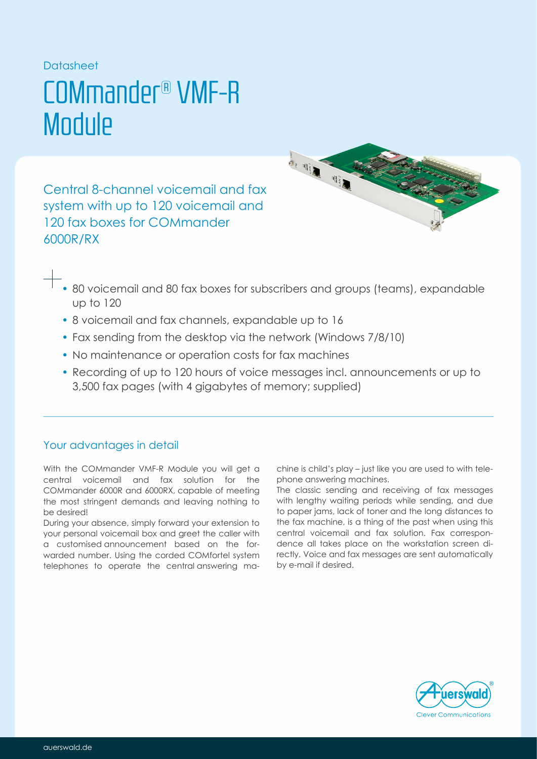Datasheet

# COMmander® VMF-R Module

## Central 8-channel voicemail and fax system with up to 120 voicemail and 120 fax boxes for COMmander 6000R/RX

- 80 voicemail and 80 fax boxes for subscribers and groups (teams), expandable up to 120
- 8 voicemail and fax channels, expandable up to 16
- Fax sending from the desktop via the network (Windows 7/8/10)
- No maintenance or operation costs for fax machines
- Recording of up to 120 hours of voice messages incl. announcements or up to 3,500 fax pages (with 4 gigabytes of memory; supplied)

### Your advantages in detail

With the COMmander VMF-R Module you will get a central voicemail and fax solution for the COMmander 6000R and 6000RX, capable of meeting the most stringent demands and leaving nothing to be desired!

During your absence, simply forward your extension to your personal voicemail box and greet the caller with a customised announcement based on the forwarded number. Using the corded COMfortel system telephones to operate the central answering machine is child's play – just like you are used to with telephone answering machines.

The classic sending and receiving of fax messages with lengthy waiting periods while sending, and due to paper jams, lack of toner and the long distances to the fax machine, is a thing of the past when using this central voicemail and fax solution. Fax correspondence all takes place on the workstation screen directly. Voice and fax messages are sent automatically by e-mail if desired.

Auerswald® Clever Communications

auerswald.de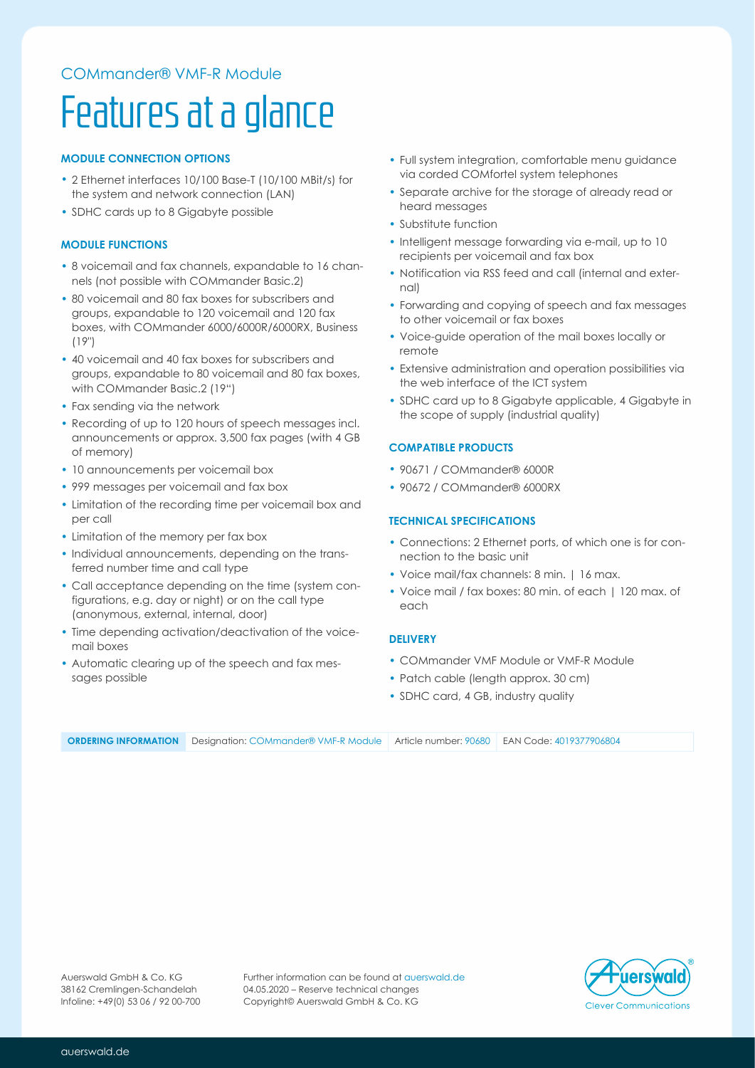COMmander® VMF-R Module

# Features at a glance

### MODULE CONNECTION OPTIONS

- 2 Ethernet interfaces 10/100 Base-T (10/100 MBit/s) for the system and network connection (LAN)
- SDHC cards up to 8 Gigabyte possible

### MODULE FUNCTIONS

- 8 voicemail and fax channels, expandable to 16 channels (not possible with COMmander Basic.2)
- 80 voicemail and 80 fax boxes for subscribers and groups, expandable to 120 voicemail and 120 fax boxes, with COMmander 6000/6000R/6000RX, Business (19")
- 40 voicemail and 40 fax boxes for subscribers and groups, expandable to 80 voicemail and 80 fax boxes, with COMmander Basic.2 (19")
- Fax sending via the network
- Recording of up to 120 hours of speech messages incl. announcements or approx. 3,500 fax pages (with 4 GB of memory)
- 10 announcements per voicemail box
- 999 messages per voicemail and fax box
- Limitation of the recording time per voicemail box and per call
- Limitation of the memory per fax box
- Individual announcements, depending on the transferred number time and call type
- Call acceptance depending on the time (system configurations, e.g. day or night) or on the call type (anonymous, external, internal, door)
- Time depending activation/deactivation of the voicemail boxes
- Automatic clearing up of the speech and fax messages possible
- Full system integration, comfortable menu guidance via corded COMfortel system telephones
- Separate archive for the storage of already read or heard messages
- Substitute function
- Intelligent message forwarding via e-mail, up to 10 recipients per voicemail and fax box
- Notification via RSS feed and call (internal and external)
- Forwarding and copying of speech and fax messages to other voicemail or fax boxes
- Voice-guide operation of the mail boxes locally or remote
- Extensive administration and operation possibilities via the web interface of the ICT system
- SDHC card up to 8 Gigabyte applicable, 4 Gigabyte in the scope of supply (industrial quality)

### COMPATIBLE PRODUCTS

- 90671 / COMmander® 6000R
- 90672 / COMmander® 6000RX

### TECHNICAL SPECIFICATIONS

- Connections: 2 Ethernet ports, of which one is for connection to the basic unit
- Voice mail/fax channels: 8 min. | 16 max.
- Voice mail / fax boxes: 80 min. of each | 120 max. of each

### DELIVERY

- COMmander VMF Module or VMF-R Module
- Patch cable (length approx. 30 cm)
- SDHC card, 4 GB, industry quality

| ORDERING INFORMATION | Designation: COMmander® VMF-R Module | Article number: 90680 | EAN Code: 4019377906804 |
|---|---|---|---|

Auerswald GmbH & Co. KG
38162 Cremlingen-Schandelah
Infoline: +49(0) 53 06 / 92 00-700

Further information can be found at auerswald.de
04.05.2020 – Reserve technical changes
Copyright© Auerswald GmbH & Co. KG

Auerswald Clever Communications